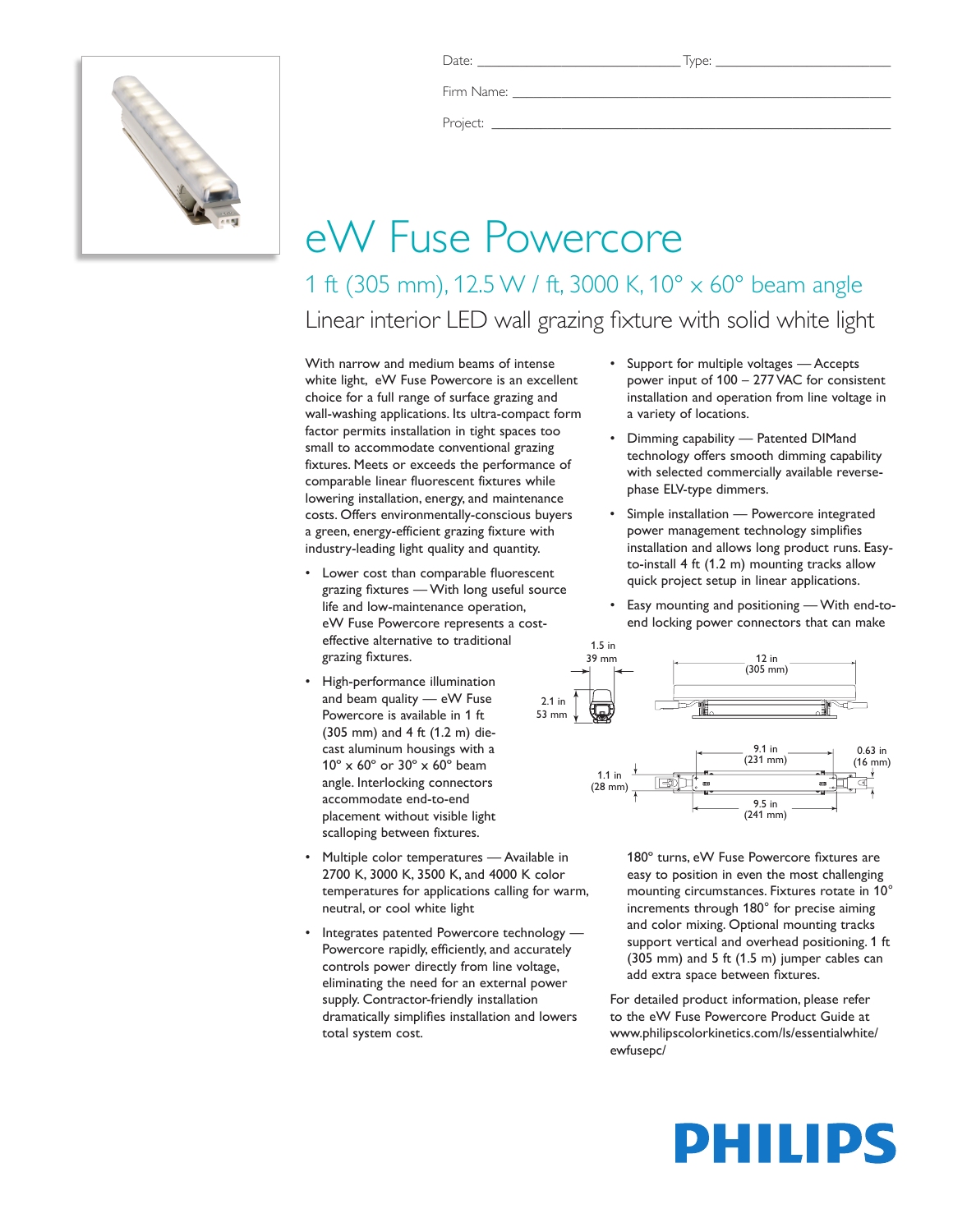Date: ____________________ Type: ____________________

Firm Name: ________________________________________

Project: ________________________________________

# eW Fuse Powercore

## 1 ft (305 mm), 12.5 W / ft, 3000 K, 10° x 60° beam angle

### Linear interior LED wall grazing fixture with solid white light

With narrow and medium beams of intense white light, eW Fuse Powercore is an excellent choice for a full range of surface grazing and wall-washing applications. Its ultra-compact form factor permits installation in tight spaces too small to accommodate conventional grazing fixtures. Meets or exceeds the performance of comparable linear fluorescent fixtures while lowering installation, energy, and maintenance costs. Offers environmentally-conscious buyers a green, energy-efficient grazing fixture with industry-leading light quality and quantity.

- Lower cost than comparable fluorescent grazing fixtures — With long useful source life and low-maintenance operation, eW Fuse Powercore represents a cost-effective alternative to traditional grazing fixtures.
- High-performance illumination and beam quality — eW Fuse Powercore is available in 1 ft (305 mm) and 4 ft (1.2 m) die-cast aluminum housings with a 10° x 60° or 30° x 60° beam angle. Interlocking connectors accommodate end-to-end placement without visible light scalloping between fixtures.
- Multiple color temperatures — Available in 2700 K, 3000 K, 3500 K, and 4000 K color temperatures for applications calling for warm, neutral, or cool white light
- Integrates patented Powercore technology — Powercore rapidly, efficiently, and accurately controls power directly from line voltage, eliminating the need for an external power supply. Contractor-friendly installation dramatically simplifies installation and lowers total system cost.
- Support for multiple voltages — Accepts power input of 100 – 277 VAC for consistent installation and operation from line voltage in a variety of locations.
- Dimming capability — Patented DIMand technology offers smooth dimming capability with selected commercially available reverse-phase ELV-type dimmers.
- Simple installation — Powercore integrated power management technology simplifies installation and allows long product runs. Easy-to-install 4 ft (1.2 m) mounting tracks allow quick project setup in linear applications.
- Easy mounting and positioning — With end-to-end locking power connectors that can make 180° turns, eW Fuse Powercore fixtures are easy to position in even the most challenging mounting circumstances. Fixtures rotate in 10° increments through 180° for precise aiming and color mixing. Optional mounting tracks support vertical and overhead positioning. 1 ft (305 mm) and 5 ft (1.5 m) jumper cables can add extra space between fixtures.

1.5 in (39 mm) · 2.1 in (53 mm) · 12 in (305 mm) · 9.1 in (231 mm) · 0.63 in (16 mm) · 1.1 in (28 mm) · 9.5 in (241 mm)

For detailed product information, please refer to the eW Fuse Powercore Product Guide at www.philipscolorkinetics.com/ls/essentialwhite/ewfusepc/

PHILIPS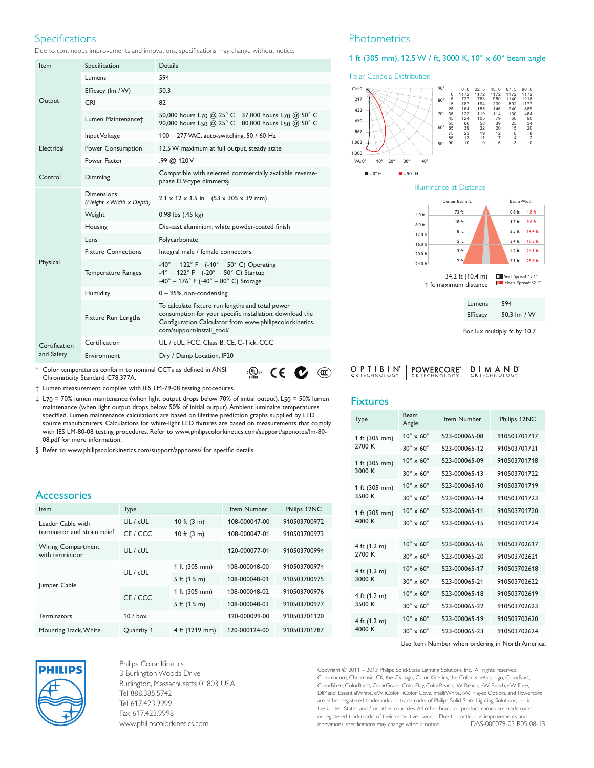## Specifications

Due to continuous improvements and innovations, specifications may change without notice.

| Item | Specification | Details |
|---|---|---|
| Output | Lumens† | 594 |
| | Efficacy (lm / W) | 50.3 |
| | CRI | 82 |
| | Lumen Maintenance‡ | 50,000 hours $L_{70}$ @ 25° C   37,000 hours $L_{70}$ @ 50° C<br>90,000 hours $L_{50}$ @ 25° C   80,000 hours $L_{50}$ @ 50° C |
| Electrical | Input Voltage | 100 – 277 VAC, auto-switching, 50 / 60 Hz |
| | Power Consumption | 12.5 W maximum at full output, steady state |
| | Power Factor | .99 @ 120 V |
| Control | Dimming | Compatible with selected commercially available reverse-phase ELV-type dimmers§ |
| Physical | Dimensions (*Height x Width x Depth*) | 2.1 x 12 x 1.5 in   (53 x 305 x 39 mm) |
| | Weight | 0.98 lbs (.45 kg) |
| | Housing | Die-cast aluminium, white powder-coated finish |
| | Lens | Polycarbonate |
| | Fixture Connections | Integral male / female connectors |
| | Temperature Ranges | -40° – 122° F   (-40° – 50° C) Operating<br>-4° – 122° F   (-20° – 50° C) Startup<br>-40° – 176° F (-40° – 80° C) Storage |
| | Humidity | 0 – 95%, non-condensing |
| | Fixture Run Lengths | To calculate fixture run lengths and total power consumption for your specific installation, download the Configuration Calculator from www.philipscolorkinetics.com/support/install_tool/ |
| Certification and Safety | Certification | UL / cUL, FCC, Class B, CE, C-Tick, CCC |
| | Environment | Dry / Damp Location, IP20 |

\* Color temperatures conform to nominal CCTs as defined in ANSI Chromaticity Standard C78.377A.

† Lumen measurement complies with IES LM-79-08 testing procedures.

‡ $L_{70}$ = 70% lumen maintenance (when light output drops below 70% of initial output). $L_{50}$ = 50% lumen maintenance (when light output drops below 50% of initial output). Ambient luminaire temperatures specified. Lumen maintenance calculations are based on lifetime prediction graphs supplied by LED source manufacturers. Calculations for white-light LED fixtures are based on measurements that comply with IES LM-80-08 testing procedures. Refer to www.philipscolorkinetics.com/support/appnotes/lm-80-08.pdf for more information.

§ Refer to www.philipscolorkinetics.com/support/appnotes/ for specific details.

## Accessories

| Item | Type | | Item Number | Philips 12NC |
|---|---|---|---|---|
| Leader Cable with terminator and strain relief | UL / cUL | 10 ft (3 m) | 108-000047-00 | 910503700972 |
| | CE / CCC | 10 ft (3 m) | 108-000047-01 | 910503700973 |
| Wiring Compartment with terminator | UL / cUL | | 120-000077-01 | 910503700994 |
| Jumper Cable | UL / cUL | 1 ft (305 mm) | 108-000048-00 | 910503700974 |
| | | 5 ft (1.5 m) | 108-000048-01 | 910503700975 |
| | CE / CCC | 1 ft (305 mm) | 108-000048-02 | 910503700976 |
| | | 5 ft (1.5 m) | 108-000048-03 | 910503700977 |
| Terminators | 10 / box | | 120-000099-00 | 910503701120 |
| Mounting Track, White | Quantity 1 | 4 ft (1219 mm) | 120-000124-00 | 910503701787 |

## Photometrics

### 1 ft (305 mm), 12.5 W / ft, 3000 K, 10° x 60° beam angle

#### Polar Candela Distribution

Cd: 0
217
433
650
867
1,083
1,300
VA: 0° 10° 20° 30° 40°
50° 60° 70° 80° 90°

0.0 22.5 45.0 67.5 90.0
0 1172 1172 1172 1172 1172
5 727 783 950 1140 1218
15 187 194 239 592 1177
25 164 155 146 240 889
35 122 119 114 130 464
45 124 105 79 50 90
55 66 58 39 25 34
65 39 32 20 15 20
75 23 19 12 8 8
85 13 11 7 4 2
90 10 9 6 3 0

■ - 0° H   ■ - 90° H

#### Illuminance at Distance

Center Beam fc   Beam Width
4.0 ft   73 fc   0.8 ft   4.8 ft
8.0 ft   18 fc   1.7 ft   9.6 ft
12.0 ft   8 fc   2.5 ft   14.4 ft
16.0 ft   5 fc   3.4 ft   19.3 ft
20.0 ft   3 fc   4.2 ft   24.1 ft
24.0 ft   2 fc   5.1 ft   28.9 ft

34.2 ft (10.4 m)
1 fc maximum distance

Vert. Spread: 12.1°
Horiz. Spread: 62.1°

| | |
|---|---|
| Lumens | 594 |
| Efficacy | 50.3 lm / W |

For lux multiply fc by 10.7

OPTIBIN CK TECHNOLOGY | POWERCORE CK TECHNOLOGY | DIMAND CK TECHNOLOGY

## Fixtures

| Type | Beam Angle | Item Number | Philips 12NC |
|---|---|---|---|
| 1 ft (305 mm) 2700 K | 10° x 60° | 523-000065-08 | 910503701717 |
| | 30° x 60° | 523-000065-12 | 910503701721 |
| 1 ft (305 mm) 3000 K | 10° x 60° | 523-000065-09 | 910503701718 |
| | 30° x 60° | 523-000065-13 | 910503701722 |
| 1 ft (305 mm) 3500 K | 10° x 60° | 523-000065-10 | 910503701719 |
| | 30° x 60° | 523-000065-14 | 910503701723 |
| 1 ft (305 mm) 4000 K | 10° x 60° | 523-000065-11 | 910503701720 |
| | 30° x 60° | 523-000065-15 | 910503701724 |
| 4 ft (1.2 m) 2700 K | 10° x 60° | 523-000065-16 | 910503702617 |
| | 30° x 60° | 523-000065-20 | 910503702621 |
| 4 ft (1.2 m) 3000 K | 10° x 60° | 523-000065-17 | 910503702618 |
| | 30° x 60° | 523-000065-21 | 910503702622 |
| 4 ft (1.2 m) 3500 K | 10° x 60° | 523-000065-18 | 910503702619 |
| | 30° x 60° | 523-000065-22 | 910503702623 |
| 4 ft (1.2 m) 4000 K | 10° x 60° | 523-000065-19 | 910503702620 |
| | 30° x 60° | 523-000065-23 | 910503702624 |

Use Item Number when ordering in North America.

PHILIPS

Philips Color Kinetics
3 Burlington Woods Drive
Burlington, Massachusetts 01803 USA
Tel 888.385.5742
Tel 617.423.9999
Fax 617.423.9998
www.philipscolorkinetics.com

Copyright © 2011 – 2013 Philips Solid-State Lighting Solutions, Inc. All rights reserved. Chromacore, Chromasic, CK, the CK logo, Color Kinetics, the Color Kinetics logo, ColorBlast, ColorBlaze, ColorBurst, ColorGraze, ColorPlay, ColorReach, iW Reach, eW Reach, eW Fuse, DIMand, EssentialWhite, eW, iColor, iColor Cove, IntelliWhite, iW, iPlayer, Optibin, and Powercore are either registered trademarks or trademarks of Philips Solid-State Lighting Solutions, Inc. in the United States and / or other countries. All other brand or product names are trademarks or registered trademarks of their respective owners. Due to continuous improvements and innovations, specifications may change without notice.   DAS-000079-03 R05 08-13